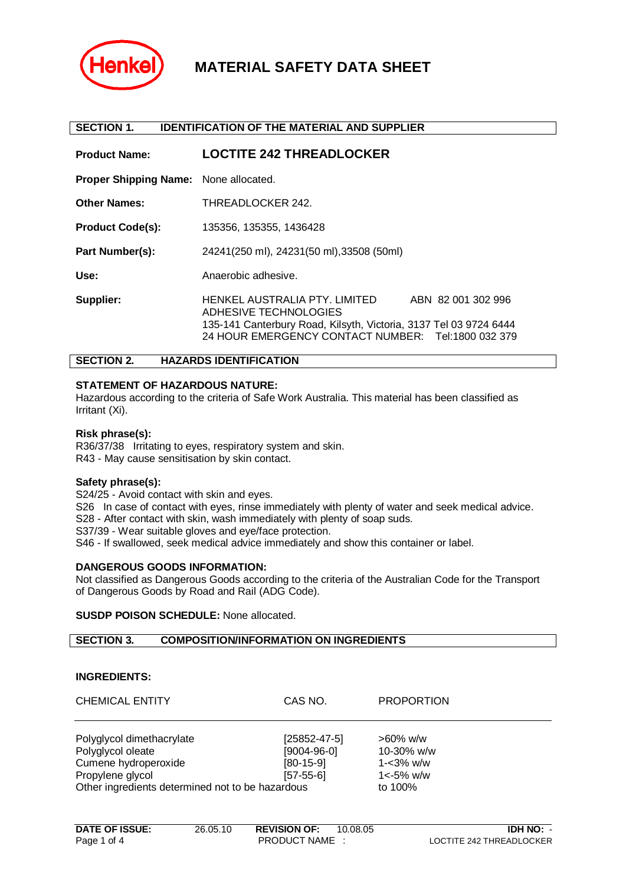# MATERIAL SAFETY DATA SHEET

## SECTION 1. IDENTIFICATION OF THE MATERIAL AND SUPPLIER

**Product Name:** **LOCTITE 242 THREADLOCKER**

**Proper Shipping Name:** None allocated.

**Other Names:** THREADLOCKER 242.

**Product Code(s):** 135356, 135355, 1436428

**Part Number(s):** 24241(250 ml), 24231(50 ml),33508 (50ml)

**Use:** Anaerobic adhesive.

**Supplier:** HENKEL AUSTRALIA PTY. LIMITED ABN 82 001 302 996
ADHESIVE TECHNOLOGIES
135-141 Canterbury Road, Kilsyth, Victoria, 3137 Tel 03 9724 6444
24 HOUR EMERGENCY CONTACT NUMBER: Tel:1800 032 379

## SECTION 2. HAZARDS IDENTIFICATION

**STATEMENT OF HAZARDOUS NATURE:**
Hazardous according to the criteria of Safe Work Australia. This material has been classified as Irritant (Xi).

**Risk phrase(s):**
R36/37/38 Irritating to eyes, respiratory system and skin.
R43 - May cause sensitisation by skin contact.

**Safety phrase(s):**
S24/25 - Avoid contact with skin and eyes.
S26 In case of contact with eyes, rinse immediately with plenty of water and seek medical advice.
S28 - After contact with skin, wash immediately with plenty of soap suds.
S37/39 - Wear suitable gloves and eye/face protection.
S46 - If swallowed, seek medical advice immediately and show this container or label.

**DANGEROUS GOODS INFORMATION:**
Not classified as Dangerous Goods according to the criteria of the Australian Code for the Transport of Dangerous Goods by Road and Rail (ADG Code).

**SUSDP POISON SCHEDULE:** None allocated.

## SECTION 3. COMPOSITION/INFORMATION ON INGREDIENTS

**INGREDIENTS:**

| CHEMICAL ENTITY | CAS NO. | PROPORTION |
|---|---|---|
| Polyglycol dimethacrylate | [25852-47-5] | >60% w/w |
| Polyglycol oleate | [9004-96-0] | 10-30% w/w |
| Cumene hydroperoxide | [80-15-9] | 1-<3% w/w |
| Propylene glycol | [57-55-6] | 1<-5% w/w |
| Other ingredients determined not to be hazardous | | to 100% |

**DATE OF ISSUE:** 26.05.10 **REVISION OF:** 10.08.05 **IDH NO:** -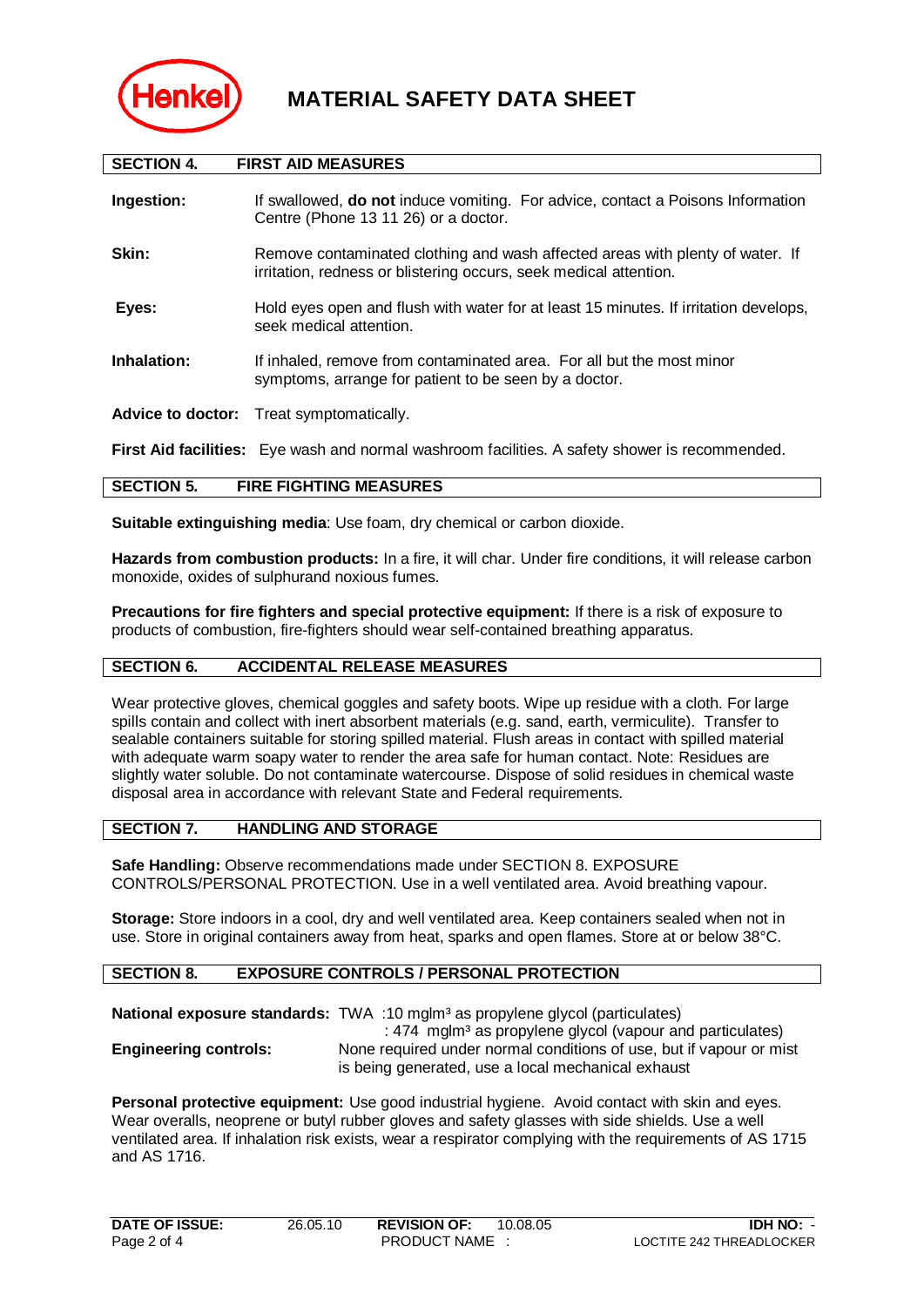# MATERIAL SAFETY DATA SHEET

## SECTION 4. FIRST AID MEASURES

**Ingestion:** If swallowed, **do not** induce vomiting. For advice, contact a Poisons Information Centre (Phone 13 11 26) or a doctor.

**Skin:** Remove contaminated clothing and wash affected areas with plenty of water. If irritation, redness or blistering occurs, seek medical attention.

**Eyes:** Hold eyes open and flush with water for at least 15 minutes. If irritation develops, seek medical attention.

**Inhalation:** If inhaled, remove from contaminated area. For all but the most minor symptoms, arrange for patient to be seen by a doctor.

**Advice to doctor:** Treat symptomatically.

**First Aid facilities:** Eye wash and normal washroom facilities. A safety shower is recommended.

## SECTION 5. FIRE FIGHTING MEASURES

**Suitable extinguishing media**: Use foam, dry chemical or carbon dioxide.

**Hazards from combustion products:** In a fire, it will char. Under fire conditions, it will release carbon monoxide, oxides of sulphurand noxious fumes.

**Precautions for fire fighters and special protective equipment:** If there is a risk of exposure to products of combustion, fire-fighters should wear self-contained breathing apparatus.

## SECTION 6. ACCIDENTAL RELEASE MEASURES

Wear protective gloves, chemical goggles and safety boots. Wipe up residue with a cloth. For large spills contain and collect with inert absorbent materials (e.g. sand, earth, vermiculite). Transfer to sealable containers suitable for storing spilled material. Flush areas in contact with spilled material with adequate warm soapy water to render the area safe for human contact. Note: Residues are slightly water soluble. Do not contaminate watercourse. Dispose of solid residues in chemical waste disposal area in accordance with relevant State and Federal requirements.

## SECTION 7. HANDLING AND STORAGE

**Safe Handling:** Observe recommendations made under SECTION 8. EXPOSURE CONTROLS/PERSONAL PROTECTION. Use in a well ventilated area. Avoid breathing vapour.

**Storage:** Store indoors in a cool, dry and well ventilated area. Keep containers sealed when not in use. Store in original containers away from heat, sparks and open flames. Store at or below 38°C.

## SECTION 8. EXPOSURE CONTROLS / PERSONAL PROTECTION

**National exposure standards:** TWA :10 mglm$^3$ as propylene glycol (particulates)
: 474 mglm$^3$ as propylene glycol (vapour and particulates)

**Engineering controls:** None required under normal conditions of use, but if vapour or mist is being generated, use a local mechanical exhaust

**Personal protective equipment:** Use good industrial hygiene. Avoid contact with skin and eyes. Wear overalls, neoprene or butyl rubber gloves and safety glasses with side shields. Use a well ventilated area. If inhalation risk exists, wear a respirator complying with the requirements of AS 1715 and AS 1716.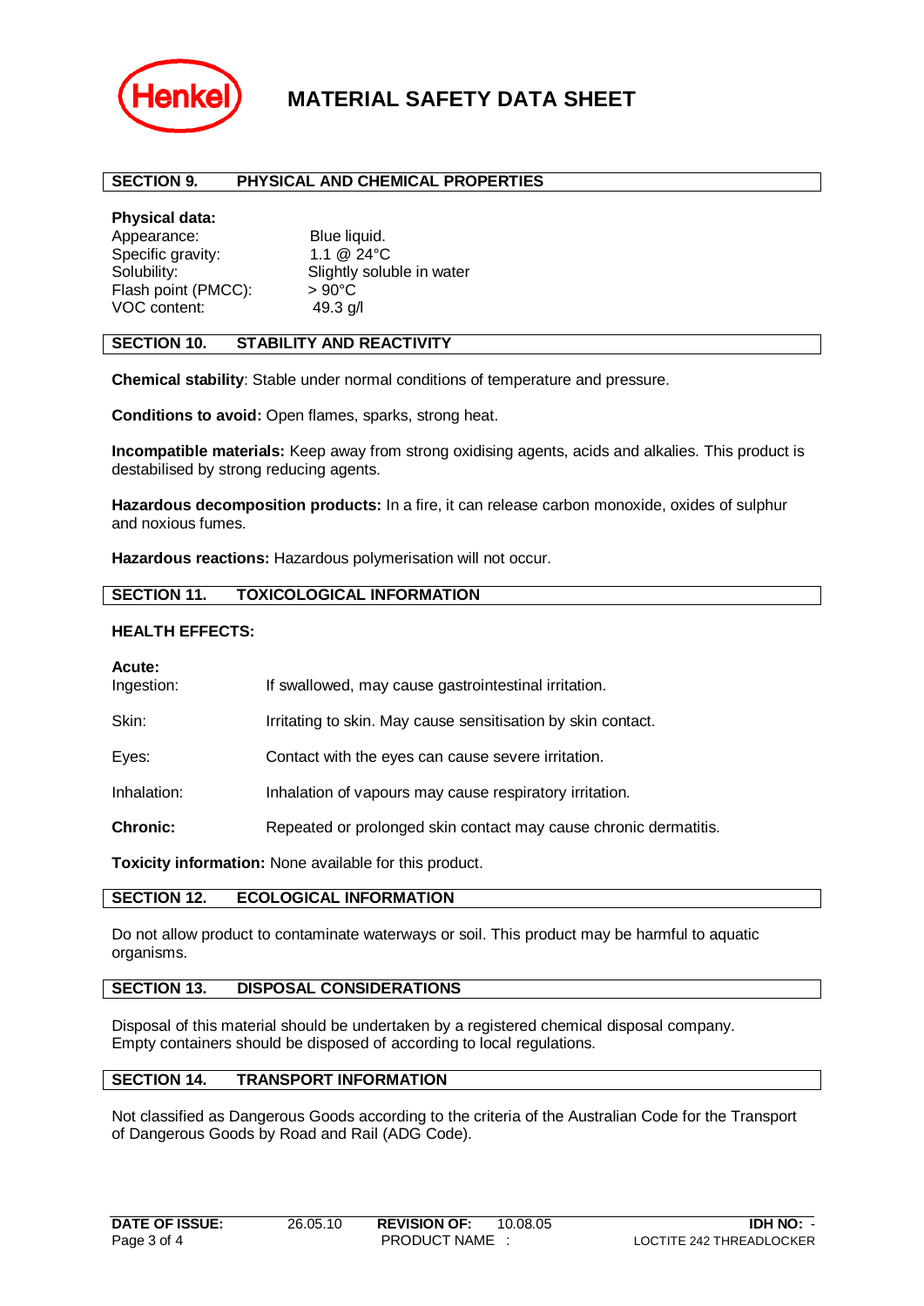## SECTION 9. PHYSICAL AND CHEMICAL PROPERTIES

**Physical data:**

| | |
|---|---|
| Appearance: | Blue liquid. |
| Specific gravity: | 1.1 @ 24°C |
| Solubility: | Slightly soluble in water |
| Flash point (PMCC): | > 90°C |
| VOC content: | 49.3 g/l |

## SECTION 10. STABILITY AND REACTIVITY

**Chemical stability**: Stable under normal conditions of temperature and pressure.

**Conditions to avoid:** Open flames, sparks, strong heat.

**Incompatible materials:** Keep away from strong oxidising agents, acids and alkalies. This product is destabilised by strong reducing agents.

**Hazardous decomposition products:** In a fire, it can release carbon monoxide, oxides of sulphur and noxious fumes.

**Hazardous reactions:** Hazardous polymerisation will not occur.

## SECTION 11. TOXICOLOGICAL INFORMATION

**HEALTH EFFECTS:**

**Acute:**

| | |
|---|---|
| Ingestion: | If swallowed, may cause gastrointestinal irritation. |
| Skin: | Irritating to skin. May cause sensitisation by skin contact. |
| Eyes: | Contact with the eyes can cause severe irritation. |
| Inhalation: | Inhalation of vapours may cause respiratory irritation. |
| **Chronic:** | Repeated or prolonged skin contact may cause chronic dermatitis. |

**Toxicity information:** None available for this product.

## SECTION 12. ECOLOGICAL INFORMATION

Do not allow product to contaminate waterways or soil. This product may be harmful to aquatic organisms.

## SECTION 13. DISPOSAL CONSIDERATIONS

Disposal of this material should be undertaken by a registered chemical disposal company.
Empty containers should be disposed of according to local regulations.

## SECTION 14. TRANSPORT INFORMATION

Not classified as Dangerous Goods according to the criteria of the Australian Code for the Transport of Dangerous Goods by Road and Rail (ADG Code).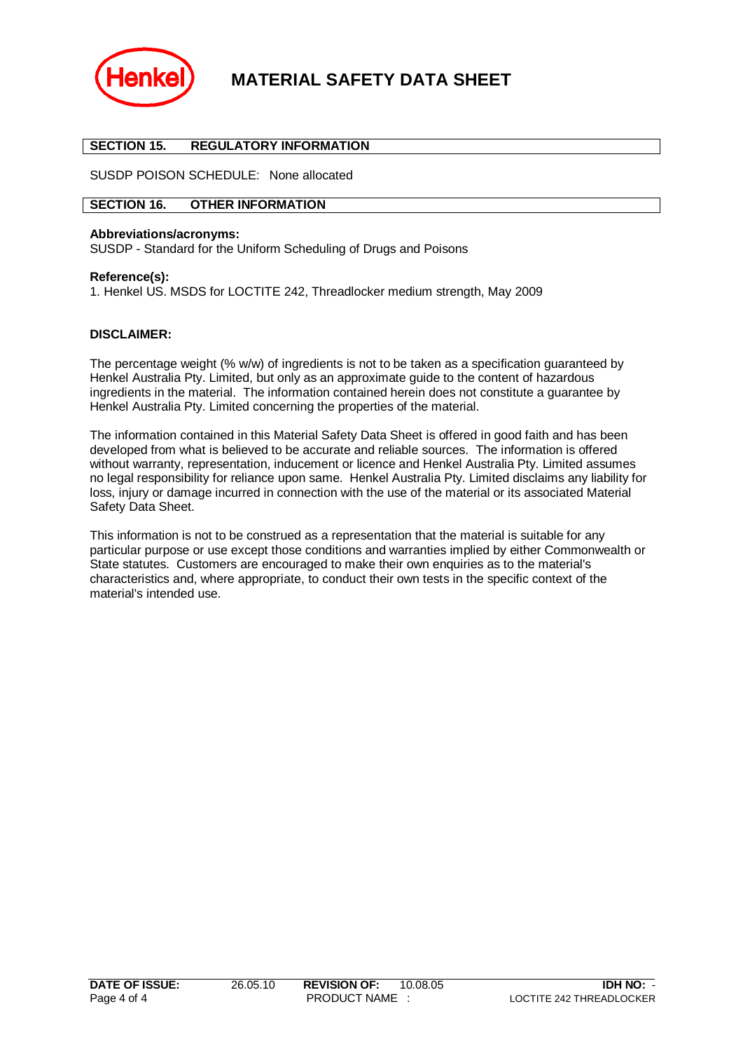## SECTION 15. REGULATORY INFORMATION

SUSDP POISON SCHEDULE: None allocated

## SECTION 16. OTHER INFORMATION

**Abbreviations/acronyms:**
SUSDP - Standard for the Uniform Scheduling of Drugs and Poisons

**Reference(s):**
1. Henkel US. MSDS for LOCTITE 242, Threadlocker medium strength, May 2009

**DISCLAIMER:**

The percentage weight (% w/w) of ingredients is not to be taken as a specification guaranteed by Henkel Australia Pty. Limited, but only as an approximate guide to the content of hazardous ingredients in the material. The information contained herein does not constitute a guarantee by Henkel Australia Pty. Limited concerning the properties of the material.

The information contained in this Material Safety Data Sheet is offered in good faith and has been developed from what is believed to be accurate and reliable sources. The information is offered without warranty, representation, inducement or licence and Henkel Australia Pty. Limited assumes no legal responsibility for reliance upon same. Henkel Australia Pty. Limited disclaims any liability for loss, injury or damage incurred in connection with the use of the material or its associated Material Safety Data Sheet.

This information is not to be construed as a representation that the material is suitable for any particular purpose or use except those conditions and warranties implied by either Commonwealth or State statutes. Customers are encouraged to make their own enquiries as to the material's characteristics and, where appropriate, to conduct their own tests in the specific context of the material's intended use.